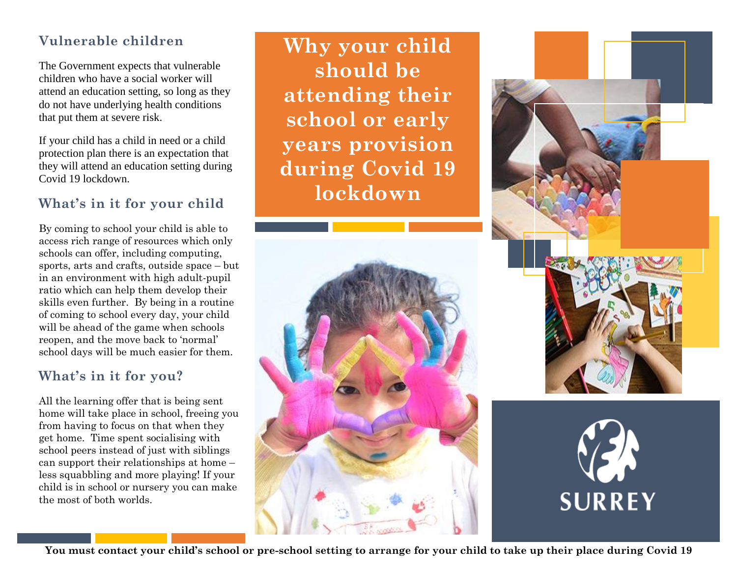# Why your child should be attending their school or early years provision during Covid 19 lockdown

## Vulnerable children

The Government expects that vulnerable children who have a social worker will attend an education setting, so long as they do not have underlying health conditions that put them at severe risk.

If your child has a child in need or a child protection plan there is an expectation that they will attend an education setting during Covid 19 lockdown.

## What's in it for your child

By coming to school your child is able to access rich range of resources which only schools can offer, including computing, sports, arts and crafts, outside space – but in an environment with high adult-pupil ratio which can help them develop their skills even further. By being in a routine of coming to school every day, your child will be ahead of the game when schools reopen, and the move back to 'normal' school days will be much easier for them.

## What's in it for you?

All the learning offer that is being sent home will take place in school, freeing you from having to focus on that when they get home. Time spent socialising with school peers instead of just with siblings can support their relationships at home – less squabbling and more playing! If your child is in school or nursery you can make the most of both worlds.

SURREY

**You must contact your child's school or pre-school setting to arrange for your child to take up their place during Covid 19**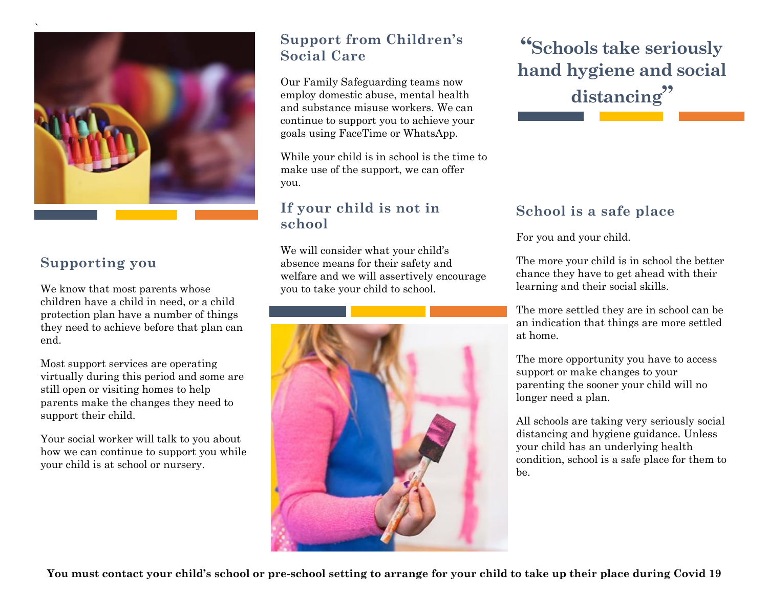## Supporting you

We know that most parents whose children have a child in need, or a child protection plan have a number of things they need to achieve before that plan can end.

Most support services are operating virtually during this period and some are still open or visiting homes to help parents make the changes they need to support their child.

Your social worker will talk to you about how we can continue to support you while your child is at school or nursery.

## Support from Children's Social Care

Our Family Safeguarding teams now employ domestic abuse, mental health and substance misuse workers. We can continue to support you to achieve your goals using FaceTime or WhatsApp.

While your child is in school is the time to make use of the support, we can offer you.

## If your child is not in school

We will consider what your child's absence means for their safety and welfare and we will assertively encourage you to take your child to school.

## "Schools take seriously hand hygiene and social distancing"

## School is a safe place

For you and your child.

The more your child is in school the better chance they have to get ahead with their learning and their social skills.

The more settled they are in school can be an indication that things are more settled at home.

The more opportunity you have to access support or make changes to your parenting the sooner your child will no longer need a plan.

All schools are taking very seriously social distancing and hygiene guidance. Unless your child has an underlying health condition, school is a safe place for them to be.

**You must contact your child's school or pre-school setting to arrange for your child to take up their place during Covid 19**